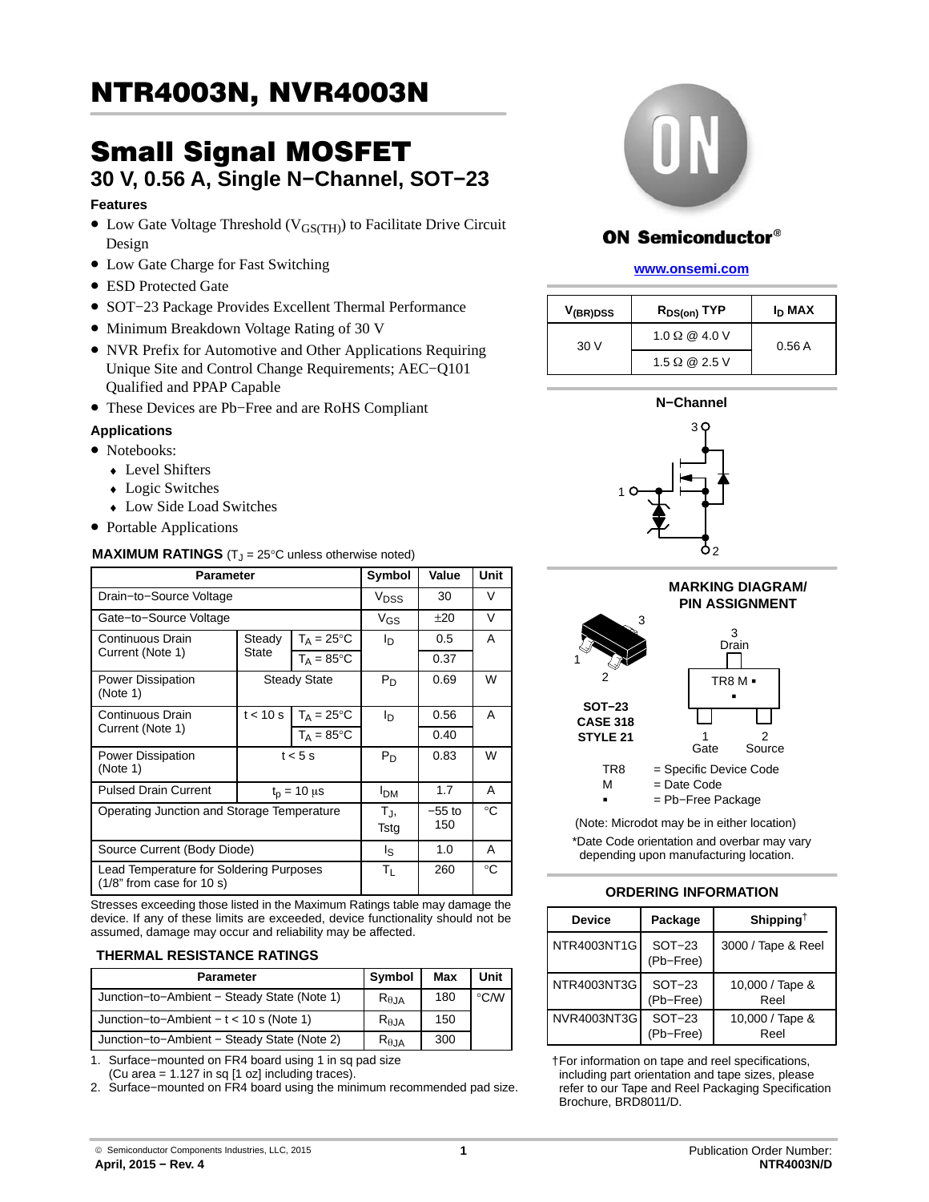# NTR4003N, NVR4003N

## Small Signal MOSFET

### 30 V, 0.56 A, Single N−Channel, SOT−23

#### Features

- Low Gate Voltage Threshold ($V_{GS(TH)}$) to Facilitate Drive Circuit Design
- Low Gate Charge for Fast Switching
- ESD Protected Gate
- SOT−23 Package Provides Excellent Thermal Performance
- Minimum Breakdown Voltage Rating of 30 V
- NVR Prefix for Automotive and Other Applications Requiring Unique Site and Control Change Requirements; AEC−Q101 Qualified and PPAP Capable
- These Devices are Pb−Free and are RoHS Compliant

#### Applications

- Notebooks:
  - Level Shifters
  - Logic Switches
  - Low Side Load Switches
- Portable Applications

**MAXIMUM RATINGS** ($T_J$ = 25°C unless otherwise noted)

| Parameter | | | Symbol | Value | Unit |
|---|---|---|---|---|---|
| Drain−to−Source Voltage | | | $V_{DSS}$ | 30 | V |
| Gate−to−Source Voltage | | | $V_{GS}$ | ±20 | V |
| Continuous Drain Current (Note 1) | Steady State | $T_A$ = 25°C | $I_D$ | 0.5 | A |
| | | $T_A$ = 85°C | | 0.37 | |
| Power Dissipation (Note 1) | Steady State | | $P_D$ | 0.69 | W |
| Continuous Drain Current (Note 1) | t < 10 s | $T_A$ = 25°C | $I_D$ | 0.56 | A |
| | | $T_A$ = 85°C | | 0.40 | |
| Power Dissipation (Note 1) | t < 5 s | | $P_D$ | 0.83 | W |
| Pulsed Drain Current | $t_p$ = 10 μs | | $I_{DM}$ | 1.7 | A |
| Operating Junction and Storage Temperature | | | $T_J$, Tstg | −55 to 150 | °C |
| Source Current (Body Diode) | | | $I_S$ | 1.0 | A |
| Lead Temperature for Soldering Purposes (1/8″ from case for 10 s) | | | $T_L$ | 260 | °C |

Stresses exceeding those listed in the Maximum Ratings table may damage the device. If any of these limits are exceeded, device functionality should not be assumed, damage may occur and reliability may be affected.

**THERMAL RESISTANCE RATINGS**

| Parameter | Symbol | Max | Unit |
|---|---|---|---|
| Junction−to−Ambient − Steady State (Note 1) | $R_{\theta JA}$ | 180 | °C/W |
| Junction−to−Ambient − t < 10 s (Note 1) | $R_{\theta JA}$ | 150 | |
| Junction−to−Ambient − Steady State (Note 2) | $R_{\theta JA}$ | 300 | |

1. Surface−mounted on FR4 board using 1 in sq pad size (Cu area = 1.127 in sq [1 oz] including traces).
2. Surface−mounted on FR4 board using the minimum recommended pad size.

ON Semiconductor®

www.onsemi.com

| $V_{(BR)DSS}$ | $R_{DS(on)}$ TYP | $I_D$ MAX |
|---|---|---|
| 30 V | 1.0 Ω @ 4.0 V | 0.56 A |
| | 1.5 Ω @ 2.5 V | |

N−Channel

**MARKING DIAGRAM/ PIN ASSIGNMENT**

SOT−23
CASE 318
STYLE 21

3 Drain; 1 Gate; 2 Source

TR8 M ▪

TR8 = Specific Device Code
M = Date Code
▪ = Pb−Free Package

(Note: Microdot may be in either location)

*Date Code orientation and overbar may vary depending upon manufacturing location.

**ORDERING INFORMATION**

| Device | Package | Shipping† |
|---|---|---|
| NTR4003NT1G | SOT−23 (Pb−Free) | 3000 / Tape & Reel |
| NTR4003NT3G | SOT−23 (Pb−Free) | 10,000 / Tape & Reel |
| NVR4003NT3G | SOT−23 (Pb−Free) | 10,000 / Tape & Reel |

†For information on tape and reel specifications, including part orientation and tape sizes, please refer to our Tape and Reel Packaging Specification Brochure, BRD8011/D.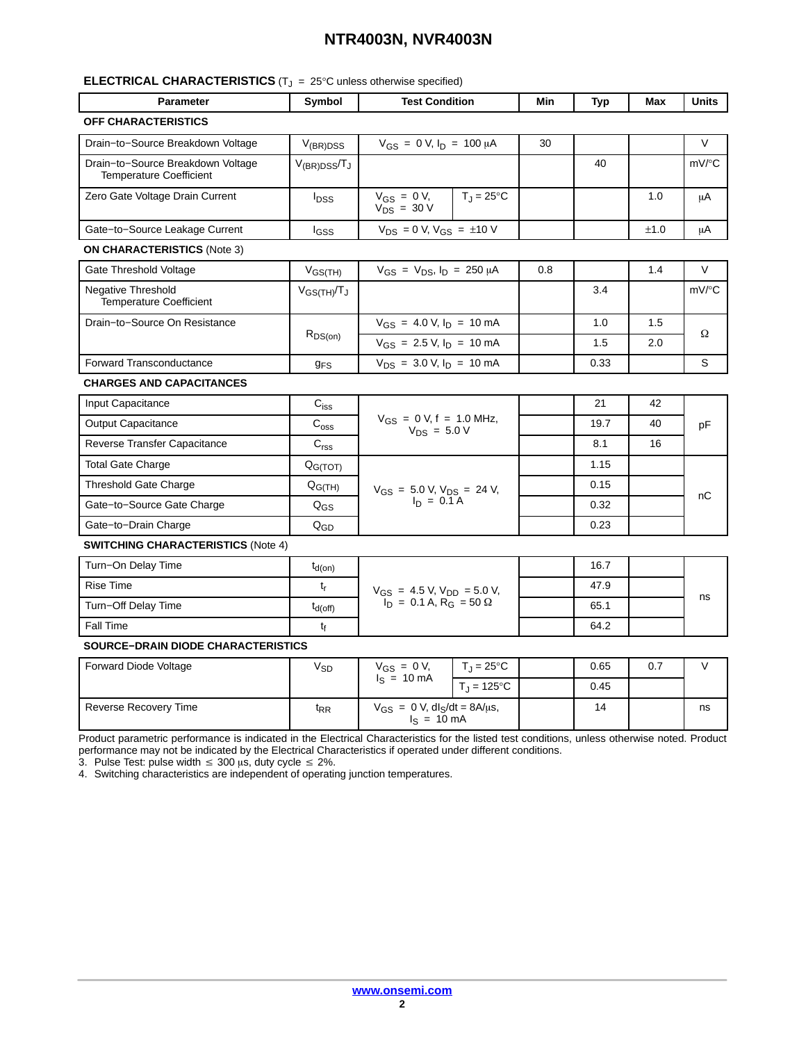**ELECTRICAL CHARACTERISTICS** ($T_J$ = 25°C unless otherwise specified)

| Parameter | Symbol | Test Condition | | Min | Typ | Max | Units |
|---|---|---|---|---|---|---|---|
| **OFF CHARACTERISTICS** | | | | | | | |
| Drain−to−Source Breakdown Voltage | $V_{(BR)DSS}$ | $V_{GS}$ = 0 V, $I_D$ = 100 μA | | 30 | | | V |
| Drain−to−Source Breakdown Voltage Temperature Coefficient | $V_{(BR)DSS}/T_J$ | | | | 40 | | mV/°C |
| Zero Gate Voltage Drain Current | $I_{DSS}$ | $V_{GS}$ = 0 V, $V_{DS}$ = 30 V | $T_J$ = 25°C | | | 1.0 | μA |
| Gate−to−Source Leakage Current | $I_{GSS}$ | $V_{DS}$ = 0 V, $V_{GS}$ = ±10 V | | | | ±1.0 | μA |
| **ON CHARACTERISTICS** (Note 3) | | | | | | | |
| Gate Threshold Voltage | $V_{GS(TH)}$ | $V_{GS}$ = $V_{DS}$, $I_D$ = 250 μA | | 0.8 | | 1.4 | V |
| Negative Threshold Temperature Coefficient | $V_{GS(TH)}/T_J$ | | | | 3.4 | | mV/°C |
| Drain−to−Source On Resistance | $R_{DS(on)}$ | $V_{GS}$ = 4.0 V, $I_D$ = 10 mA | | | 1.0 | 1.5 | Ω |
| | | $V_{GS}$ = 2.5 V, $I_D$ = 10 mA | | | 1.5 | 2.0 | |
| Forward Transconductance | $g_{FS}$ | $V_{DS}$ = 3.0 V, $I_D$ = 10 mA | | | 0.33 | | S |
| **CHARGES AND CAPACITANCES** | | | | | | | |
| Input Capacitance | $C_{iss}$ | $V_{GS}$ = 0 V, f = 1.0 MHz, $V_{DS}$ = 5.0 V | | | 21 | 42 | pF |
| Output Capacitance | $C_{oss}$ | | | | 19.7 | 40 | |
| Reverse Transfer Capacitance | $C_{rss}$ | | | | 8.1 | 16 | |
| Total Gate Charge | $Q_{G(TOT)}$ | $V_{GS}$ = 5.0 V, $V_{DS}$ = 24 V, $I_D$ = 0.1 A | | | 1.15 | | nC |
| Threshold Gate Charge | $Q_{G(TH)}$ | | | | 0.15 | | |
| Gate−to−Source Gate Charge | $Q_{GS}$ | | | | 0.32 | | |
| Gate−to−Drain Charge | $Q_{GD}$ | | | | 0.23 | | |
| **SWITCHING CHARACTERISTICS** (Note 4) | | | | | | | |
| Turn−On Delay Time | $t_{d(on)}$ | $V_{GS}$ = 4.5 V, $V_{DD}$ = 5.0 V, $I_D$ = 0.1 A, $R_G$ = 50 Ω | | | 16.7 | | ns |
| Rise Time | $t_r$ | | | | 47.9 | | |
| Turn−Off Delay Time | $t_{d(off)}$ | | | | 65.1 | | |
| Fall Time | $t_f$ | | | | 64.2 | | |
| **SOURCE−DRAIN DIODE CHARACTERISTICS** | | | | | | | |
| Forward Diode Voltage | $V_{SD}$ | $V_{GS}$ = 0 V, $I_S$ = 10 mA | $T_J$ = 25°C | | 0.65 | 0.7 | V |
| | | | $T_J$ = 125°C | | 0.45 | | |
| Reverse Recovery Time | $t_{RR}$ | $V_{GS}$ = 0 V, $dI_S/dt$ = 8A/μs, $I_S$ = 10 mA | | | 14 | | ns |

Product parametric performance is indicated in the Electrical Characteristics for the listed test conditions, unless otherwise noted. Product performance may not be indicated by the Electrical Characteristics if operated under different conditions.

3. Pulse Test: pulse width ≤ 300 μs, duty cycle ≤ 2%.
4. Switching characteristics are independent of operating junction temperatures.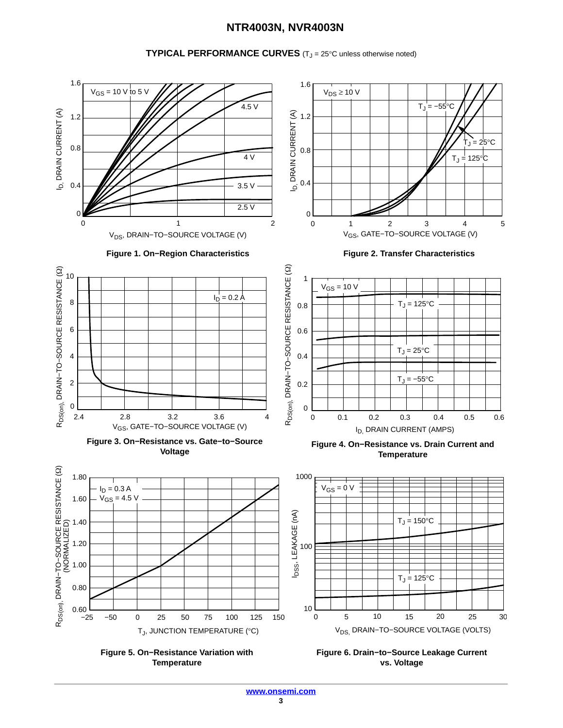**TYPICAL PERFORMANCE CURVES** ($T_J$ = 25°C unless otherwise noted)

**Figure 1. On−Region Characteristics**

**Figure 2. Transfer Characteristics**

**Figure 3. On−Resistance vs. Gate−to−Source Voltage**

**Figure 4. On−Resistance vs. Drain Current and Temperature**

**Figure 5. On−Resistance Variation with Temperature**

**Figure 6. Drain−to−Source Leakage Current vs. Voltage**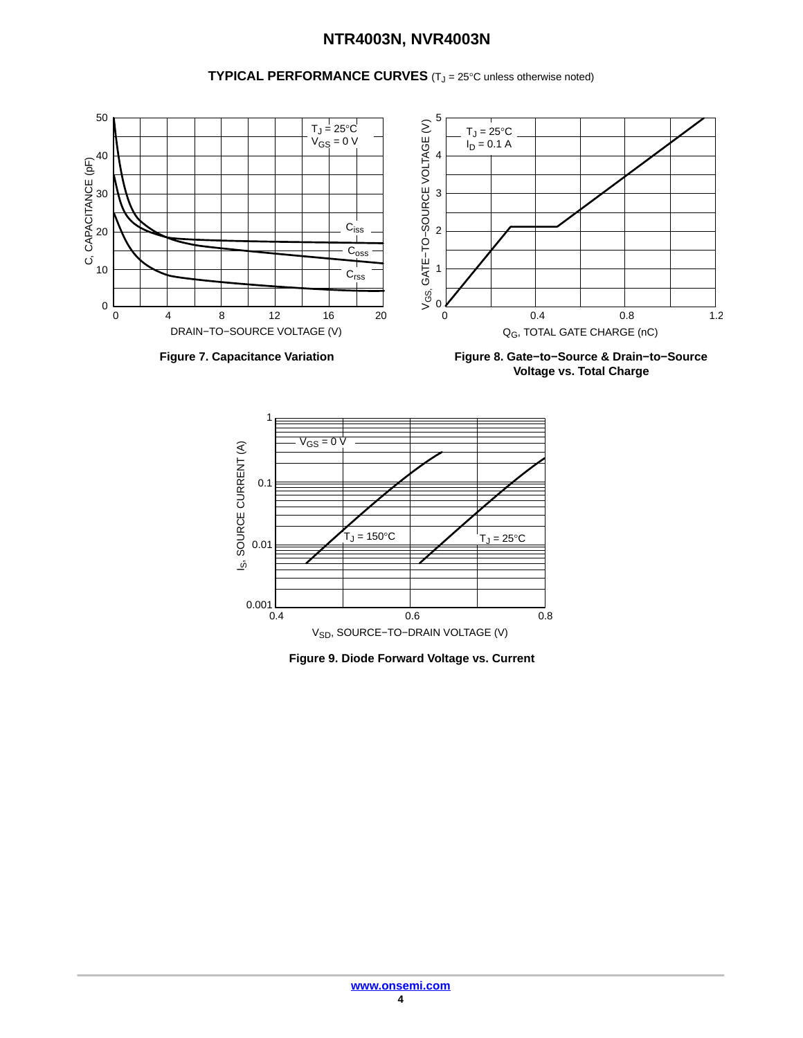**TYPICAL PERFORMANCE CURVES** ($T_J$ = 25°C unless otherwise noted)

**Figure 7. Capacitance Variation**

**Figure 8. Gate−to−Source & Drain−to−Source Voltage vs. Total Charge**

**Figure 9. Diode Forward Voltage vs. Current**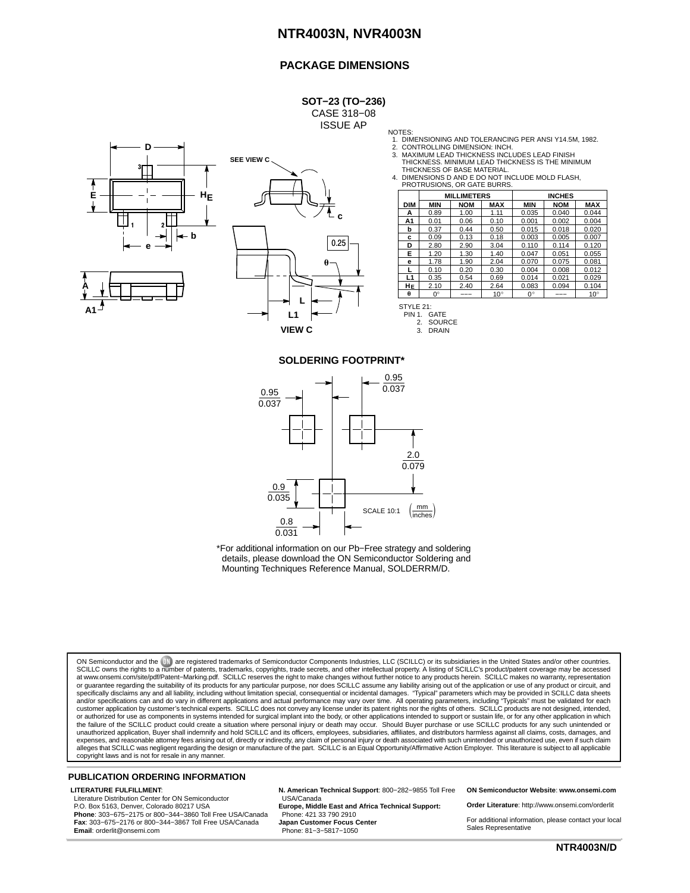## PACKAGE DIMENSIONS

**SOT−23 (TO−236)**
CASE 318−08
ISSUE AP

NOTES:
1. DIMENSIONING AND TOLERANCING PER ANSI Y14.5M, 1982.
2. CONTROLLING DIMENSION: INCH.
3. MAXIMUM LEAD THICKNESS INCLUDES LEAD FINISH THICKNESS. MINIMUM LEAD THICKNESS IS THE MINIMUM THICKNESS OF BASE MATERIAL.
4. DIMENSIONS D AND E DO NOT INCLUDE MOLD FLASH, PROTRUSIONS, OR GATE BURRS.

| | MILLIMETERS | | | INCHES | | |
|---|---|---|---|---|---|---|
| DIM | MIN | NOM | MAX | MIN | NOM | MAX |
| A | 0.89 | 1.00 | 1.11 | 0.035 | 0.040 | 0.044 |
| A1 | 0.01 | 0.06 | 0.10 | 0.001 | 0.002 | 0.004 |
| b | 0.37 | 0.44 | 0.50 | 0.015 | 0.018 | 0.020 |
| c | 0.09 | 0.13 | 0.18 | 0.003 | 0.005 | 0.007 |
| D | 2.80 | 2.90 | 3.04 | 0.110 | 0.114 | 0.120 |
| E | 1.20 | 1.30 | 1.40 | 0.047 | 0.051 | 0.055 |
| e | 1.78 | 1.90 | 2.04 | 0.070 | 0.075 | 0.081 |
| L | 0.10 | 0.20 | 0.30 | 0.004 | 0.008 | 0.012 |
| L1 | 0.35 | 0.54 | 0.69 | 0.014 | 0.021 | 0.029 |
| $H_E$ | 2.10 | 2.40 | 2.64 | 0.083 | 0.094 | 0.104 |
| θ | 0° | −−− | 10° | 0° | −−− | 10° |

STYLE 21:
PIN 1. GATE
2. SOURCE
3. DRAIN

D
E
$H_E$
3
1
2
b
e
A
A1
SEE VIEW C
c
0.25
θ
L
L1
VIEW C

## SOLDERING FOOTPRINT*

0.95
0.037

0.95
0.037

2.0
0.079

0.9
0.035

0.8
0.031

SCALE 10:1 (mm / inches)

*For additional information on our Pb−Free strategy and soldering details, please download the ON Semiconductor Soldering and Mounting Techniques Reference Manual, SOLDERRM/D.

ON Semiconductor and the ON logo are registered trademarks of Semiconductor Components Industries, LLC (SCILLC) or its subsidiaries in the United States and/or other countries. SCILLC owns the rights to a number of patents, trademarks, copyrights, trade secrets, and other intellectual property. A listing of SCILLC's product/patent coverage may be accessed at www.onsemi.com/site/pdf/Patent−Marking.pdf. SCILLC reserves the right to make changes without further notice to any products herein. SCILLC makes no warranty, representation or guarantee regarding the suitability of its products for any particular purpose, nor does SCILLC assume any liability arising out of the application or use of any product or circuit, and specifically disclaims any and all liability, including without limitation special, consequential or incidental damages. "Typical" parameters which may be provided in SCILLC data sheets and/or specifications can and do vary in different applications and actual performance may vary over time. All operating parameters, including "Typicals" must be validated for each customer application by customer's technical experts. SCILLC does not convey any license under its patent rights nor the rights of others. SCILLC products are not designed, intended, or authorized for use as components in systems intended for surgical implant into the body, or other applications intended to support or sustain life, or for any other application in which the failure of the SCILLC product could create a situation where personal injury or death may occur. Should Buyer purchase or use SCILLC products for any such unintended or unauthorized application, Buyer shall indemnify and hold SCILLC and its officers, employees, subsidiaries, affiliates, and distributors harmless against all claims, costs, damages, and expenses, and reasonable attorney fees arising out of, directly or indirectly, any claim of personal injury or death associated with such unintended or unauthorized use, even if such claim alleges that SCILLC was negligent regarding the design or manufacture of the part. SCILLC is an Equal Opportunity/Affirmative Action Employer. This literature is subject to all applicable copyright laws and is not for resale in any manner.

### PUBLICATION ORDERING INFORMATION

**LITERATURE FULFILLMENT**:
Literature Distribution Center for ON Semiconductor
P.O. Box 5163, Denver, Colorado 80217 USA
**Phone**: 303−675−2175 or 800−344−3860 Toll Free USA/Canada
**Fax**: 303−675−2176 or 800−344−3867 Toll Free USA/Canada
**Email**: orderlit@onsemi.com

**N. American Technical Support**: 800−282−9855 Toll Free USA/Canada
**Europe, Middle East and Africa Technical Support:**
Phone: 421 33 790 2910
**Japan Customer Focus Center**
Phone: 81−3−5817−1050

**ON Semiconductor Website**: **www.onsemi.com**

**Order Literature**: http://www.onsemi.com/orderlit

For additional information, please contact your local Sales Representative

**NTR4003N/D**